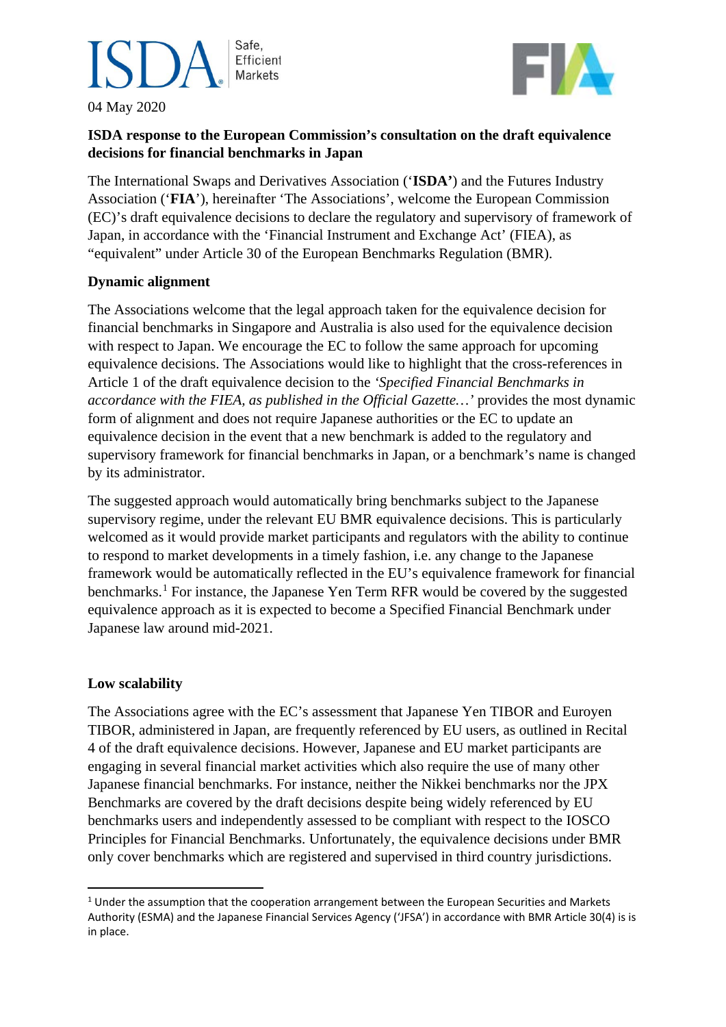04 May 2020

**ISDA response to the European Commission's consultation on the draft equivalence decisions for financial benchmarks in Japan**

The International Swaps and Derivatives Association ('**ISDA'**) and the Futures Industry Association ('**FIA**'), hereinafter 'The Associations', welcome the European Commission (EC)'s draft equivalence decisions to declare the regulatory and supervisory of framework of Japan, in accordance with the 'Financial Instrument and Exchange Act' (FIEA), as "equivalent" under Article 30 of the European Benchmarks Regulation (BMR).

**Dynamic alignment**

The Associations welcome that the legal approach taken for the equivalence decision for financial benchmarks in Singapore and Australia is also used for the equivalence decision with respect to Japan. We encourage the EC to follow the same approach for upcoming equivalence decisions. The Associations would like to highlight that the cross-references in Article 1 of the draft equivalence decision to the *'Specified Financial Benchmarks in accordance with the FIEA, as published in the Official Gazette…'* provides the most dynamic form of alignment and does not require Japanese authorities or the EC to update an equivalence decision in the event that a new benchmark is added to the regulatory and supervisory framework for financial benchmarks in Japan, or a benchmark's name is changed by its administrator.

The suggested approach would automatically bring benchmarks subject to the Japanese supervisory regime, under the relevant EU BMR equivalence decisions. This is particularly welcomed as it would provide market participants and regulators with the ability to continue to respond to market developments in a timely fashion, i.e. any change to the Japanese framework would be automatically reflected in the EU's equivalence framework for financial benchmarks.[1] For instance, the Japanese Yen Term RFR would be covered by the suggested equivalence approach as it is expected to become a Specified Financial Benchmark under Japanese law around mid-2021.

**Low scalability**

The Associations agree with the EC's assessment that Japanese Yen TIBOR and Euroyen TIBOR, administered in Japan, are frequently referenced by EU users, as outlined in Recital 4 of the draft equivalence decisions. However, Japanese and EU market participants are engaging in several financial market activities which also require the use of many other Japanese financial benchmarks. For instance, neither the Nikkei benchmarks nor the JPX Benchmarks are covered by the draft decisions despite being widely referenced by EU benchmarks users and independently assessed to be compliant with respect to the IOSCO Principles for Financial Benchmarks. Unfortunately, the equivalence decisions under BMR only cover benchmarks which are registered and supervised in third country jurisdictions.

---

[1] Under the assumption that the cooperation arrangement between the European Securities and Markets Authority (ESMA) and the Japanese Financial Services Agency ('JFSA') in accordance with BMR Article 30(4) is is in place.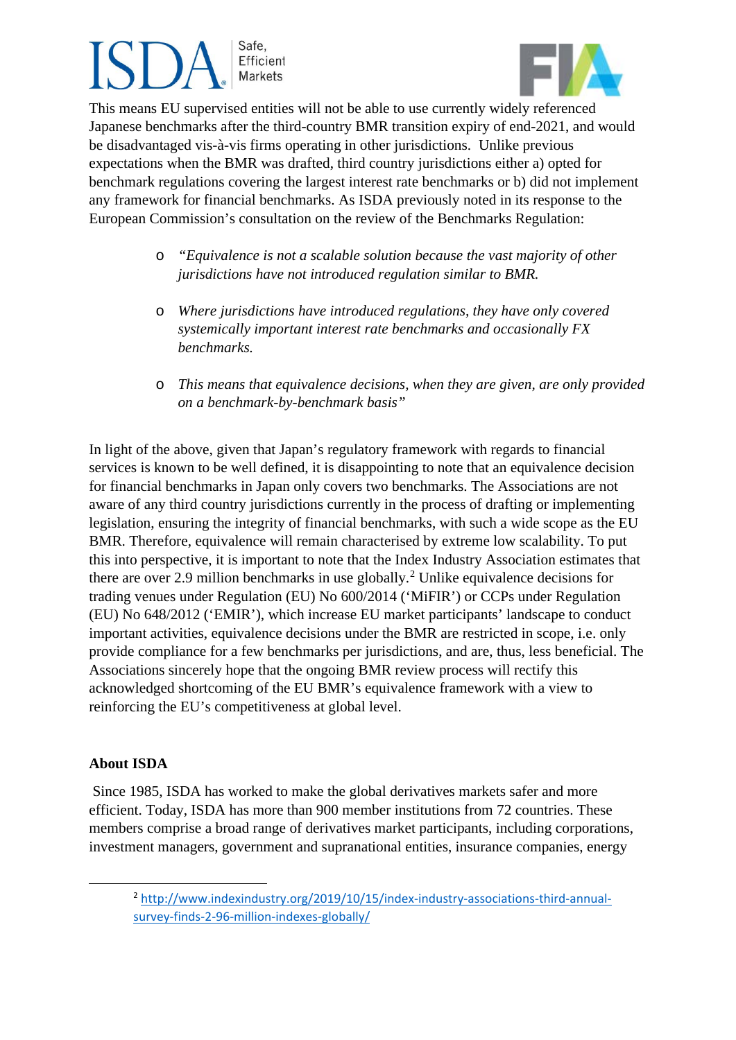This means EU supervised entities will not be able to use currently widely referenced Japanese benchmarks after the third-country BMR transition expiry of end-2021, and would be disadvantaged vis-à-vis firms operating in other jurisdictions. Unlike previous expectations when the BMR was drafted, third country jurisdictions either a) opted for benchmark regulations covering the largest interest rate benchmarks or b) did not implement any framework for financial benchmarks. As ISDA previously noted in its response to the European Commission's consultation on the review of the Benchmarks Regulation:

- *"Equivalence is not a scalable solution because the vast majority of other jurisdictions have not introduced regulation similar to BMR.*
- *Where jurisdictions have introduced regulations, they have only covered systemically important interest rate benchmarks and occasionally FX benchmarks.*
- *This means that equivalence decisions, when they are given, are only provided on a benchmark-by-benchmark basis"*

In light of the above, given that Japan's regulatory framework with regards to financial services is known to be well defined, it is disappointing to note that an equivalence decision for financial benchmarks in Japan only covers two benchmarks. The Associations are not aware of any third country jurisdictions currently in the process of drafting or implementing legislation, ensuring the integrity of financial benchmarks, with such a wide scope as the EU BMR. Therefore, equivalence will remain characterised by extreme low scalability. To put this into perspective, it is important to note that the Index Industry Association estimates that there are over 2.9 million benchmarks in use globally.[2] Unlike equivalence decisions for trading venues under Regulation (EU) No 600/2014 ('MiFIR') or CCPs under Regulation (EU) No 648/2012 ('EMIR'), which increase EU market participants' landscape to conduct important activities, equivalence decisions under the BMR are restricted in scope, i.e. only provide compliance for a few benchmarks per jurisdictions, and are, thus, less beneficial. The Associations sincerely hope that the ongoing BMR review process will rectify this acknowledged shortcoming of the EU BMR's equivalence framework with a view to reinforcing the EU's competitiveness at global level.

**About ISDA**

Since 1985, ISDA has worked to make the global derivatives markets safer and more efficient. Today, ISDA has more than 900 member institutions from 72 countries. These members comprise a broad range of derivatives market participants, including corporations, investment managers, government and supranational entities, insurance companies, energy

---

[2] http://www.indexindustry.org/2019/10/15/index-industry-associations-third-annual-survey-finds-2-96-million-indexes-globally/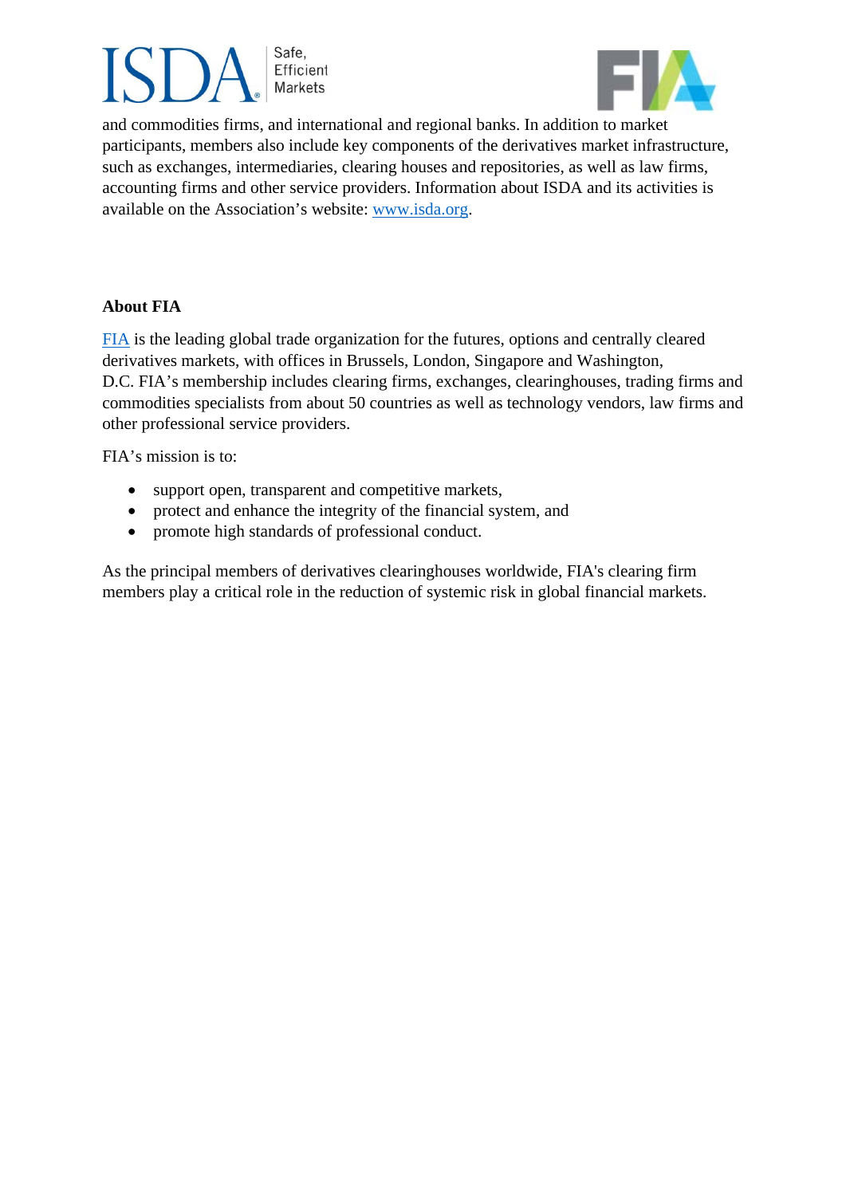and commodities firms, and international and regional banks. In addition to market participants, members also include key components of the derivatives market infrastructure, such as exchanges, intermediaries, clearing houses and repositories, as well as law firms, accounting firms and other service providers. Information about ISDA and its activities is available on the Association's website: www.isda.org.

**About FIA**

FIA is the leading global trade organization for the futures, options and centrally cleared derivatives markets, with offices in Brussels, London, Singapore and Washington, D.C. FIA's membership includes clearing firms, exchanges, clearinghouses, trading firms and commodities specialists from about 50 countries as well as technology vendors, law firms and other professional service providers.

FIA's mission is to:

- support open, transparent and competitive markets,
- protect and enhance the integrity of the financial system, and
- promote high standards of professional conduct.

As the principal members of derivatives clearinghouses worldwide, FIA's clearing firm members play a critical role in the reduction of systemic risk in global financial markets.